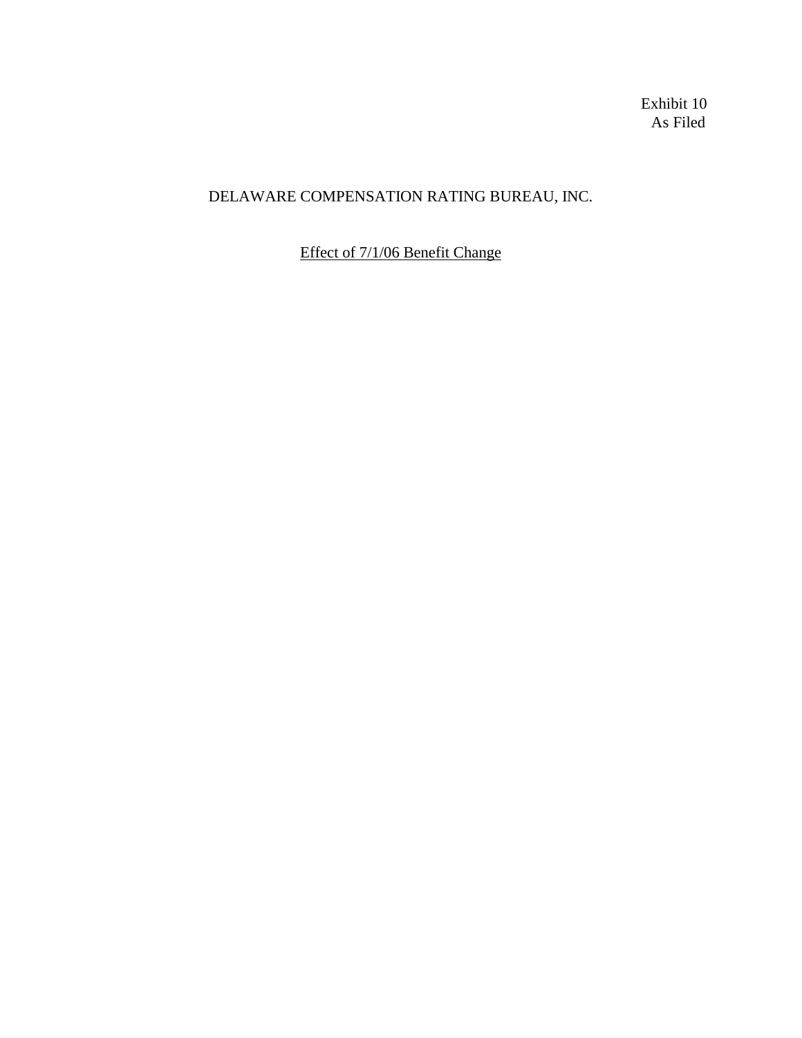Exhibit 10
As Filed

# DELAWARE COMPENSATION RATING BUREAU, INC.

## Effect of 7/1/06 Benefit Change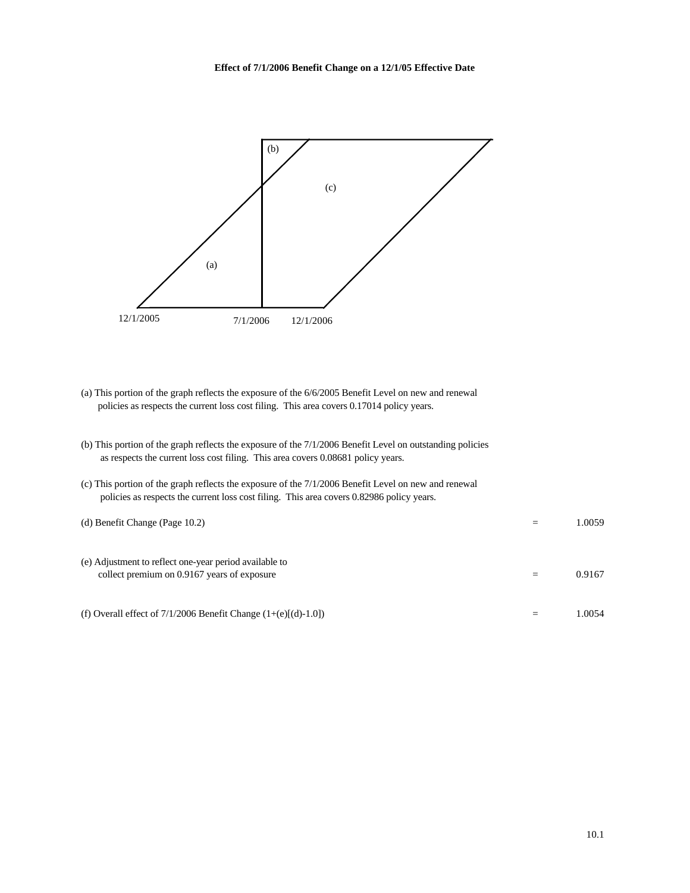**Effect of 7/1/2006 Benefit Change on a 12/1/05 Effective Date**

(b)

(c)

(a)

12/1/2005 7/1/2006 12/1/2006

(a) This portion of the graph reflects the exposure of the 6/6/2005 Benefit Level on new and renewal policies as respects the current loss cost filing. This area covers 0.17014 policy years.

(b) This portion of the graph reflects the exposure of the 7/1/2006 Benefit Level on outstanding policies as respects the current loss cost filing. This area covers 0.08681 policy years.

(c) This portion of the graph reflects the exposure of the 7/1/2006 Benefit Level on new and renewal policies as respects the current loss cost filing. This area covers 0.82986 policy years.

| | | |
|---|---|---|
| (d) Benefit Change (Page 10.2) | = | 1.0059 |
| (e) Adjustment to reflect one-year period available to collect premium on 0.9167 years of exposure | = | 0.9167 |
| (f) Overall effect of 7/1/2006 Benefit Change (1+(e)[(d)-1.0]) | = | 1.0054 |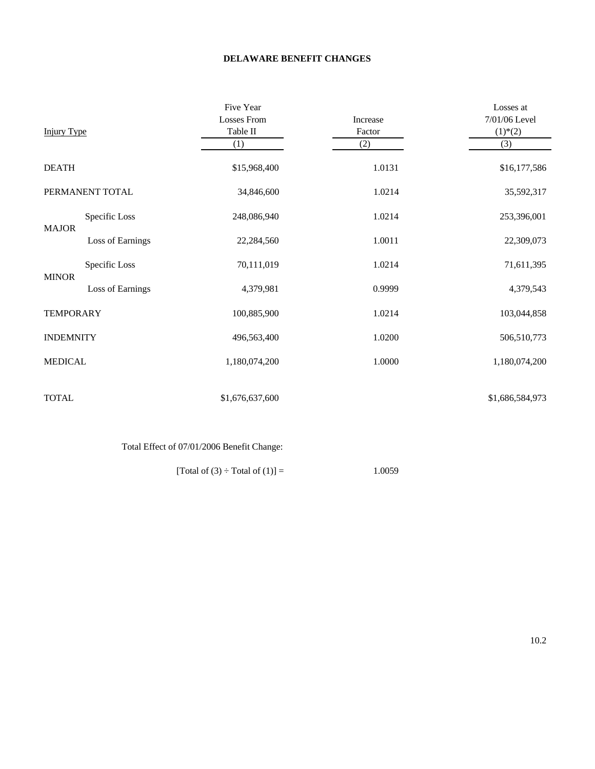# DELAWARE BENEFIT CHANGES

| Injury Type | | Five Year Losses From Table II (1) | Increase Factor (2) | Losses at 7/01/06 Level (1)*(2) (3) |
|---|---|---|---|---|
| DEATH | | $15,968,400 | 1.0131 | $16,177,586 |
| PERMANENT TOTAL | | 34,846,600 | 1.0214 | 35,592,317 |
| MAJOR | Specific Loss | 248,086,940 | 1.0214 | 253,396,001 |
| | Loss of Earnings | 22,284,560 | 1.0011 | 22,309,073 |
| MINOR | Specific Loss | 70,111,019 | 1.0214 | 71,611,395 |
| | Loss of Earnings | 4,379,981 | 0.9999 | 4,379,543 |
| TEMPORARY | | 100,885,900 | 1.0214 | 103,044,858 |
| INDEMNITY | | 496,563,400 | 1.0200 | 506,510,773 |
| MEDICAL | | 1,180,074,200 | 1.0000 | 1,180,074,200 |
| TOTAL | | $1,676,637,600 | | $1,686,584,973 |

Total Effect of 07/01/2006 Benefit Change:

[Total of (3) ÷ Total of (1)] = 1.0059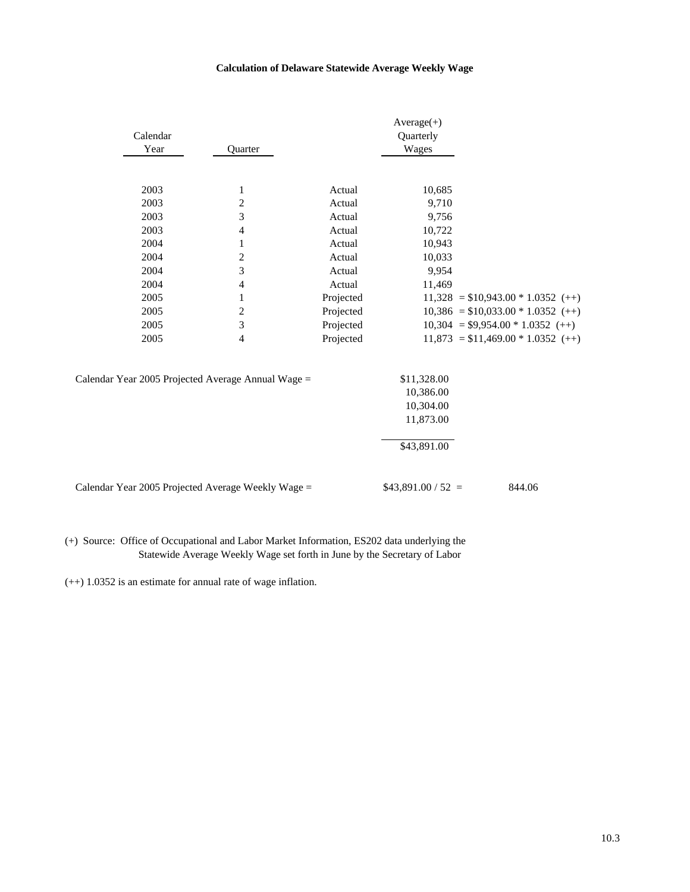**Calculation of Delaware Statewide Average Weekly Wage**

| Calendar Year | Quarter | | Average(+) Quarterly Wages | |
|---|---|---|---|---|
| 2003 | 1 | Actual | 10,685 | |
| 2003 | 2 | Actual | 9,710 | |
| 2003 | 3 | Actual | 9,756 | |
| 2003 | 4 | Actual | 10,722 | |
| 2004 | 1 | Actual | 10,943 | |
| 2004 | 2 | Actual | 10,033 | |
| 2004 | 3 | Actual | 9,954 | |
| 2004 | 4 | Actual | 11,469 | |
| 2005 | 1 | Projected | 11,328 | = $10,943.00 * 1.0352 (++) |
| 2005 | 2 | Projected | 10,386 | = $10,033.00 * 1.0352 (++) |
| 2005 | 3 | Projected | 10,304 | = $9,954.00 * 1.0352 (++) |
| 2005 | 4 | Projected | 11,873 | = $11,469.00 * 1.0352 (++) |

Calendar Year 2005 Projected Average Annual Wage =

| |
|---:|
| $11,328.00 |
| 10,386.00 |
| 10,304.00 |
| 11,873.00 |
| $43,891.00 |

Calendar Year 2005 Projected Average Weekly Wage = $43,891.00 / 52 = 844.06

(+) Source: Office of Occupational and Labor Market Information, ES202 data underlying the Statewide Average Weekly Wage set forth in June by the Secretary of Labor

(++) 1.0352 is an estimate for annual rate of wage inflation.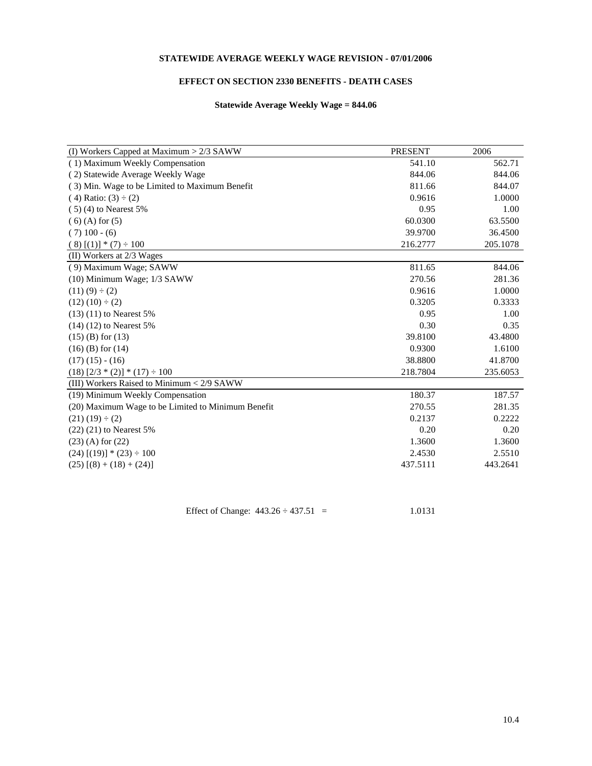**STATEWIDE AVERAGE WEEKLY WAGE REVISION - 07/01/2006**

**EFFECT ON SECTION 2330 BENEFITS - DEATH CASES**

**Statewide Average Weekly Wage = 844.06**

| (I) Workers Capped at Maximum > 2/3 SAWW | PRESENT | 2006 |
|---|---|---|
| ( 1) Maximum Weekly Compensation | 541.10 | 562.71 |
| ( 2) Statewide Average Weekly Wage | 844.06 | 844.06 |
| ( 3) Min. Wage to be Limited to Maximum Benefit | 811.66 | 844.07 |
| ( 4) Ratio: (3) ÷ (2) | 0.9616 | 1.0000 |
| ( 5) (4) to Nearest 5% | 0.95 | 1.00 |
| ( 6) (A) for (5) | 60.0300 | 63.5500 |
| ( 7) 100 - (6) | 39.9700 | 36.4500 |
| ( 8) [(1)] * (7) ÷ 100 | 216.2777 | 205.1078 |
| (II) Workers at 2/3 Wages | | |
| ( 9) Maximum Wage; SAWW | 811.65 | 844.06 |
| (10) Minimum Wage; 1/3 SAWW | 270.56 | 281.36 |
| (11) (9) ÷ (2) | 0.9616 | 1.0000 |
| (12) (10) ÷ (2) | 0.3205 | 0.3333 |
| (13) (11) to Nearest 5% | 0.95 | 1.00 |
| (14) (12) to Nearest 5% | 0.30 | 0.35 |
| (15) (B) for (13) | 39.8100 | 43.4800 |
| (16) (B) for (14) | 0.9300 | 1.6100 |
| (17) (15) - (16) | 38.8800 | 41.8700 |
| (18) [2/3 * (2)] * (17) ÷ 100 | 218.7804 | 235.6053 |
| (III) Workers Raised to Minimum < 2/9 SAWW | | |
| (19) Minimum Weekly Compensation | 180.37 | 187.57 |
| (20) Maximum Wage to be Limited to Minimum Benefit | 270.55 | 281.35 |
| (21) (19) ÷ (2) | 0.2137 | 0.2222 |
| (22) (21) to Nearest 5% | 0.20 | 0.20 |
| (23) (A) for (22) | 1.3600 | 1.3600 |
| (24) [(19)] * (23) ÷ 100 | 2.4530 | 2.5510 |
| (25) [(8) + (18) + (24)] | 437.5111 | 443.2641 |

Effect of Change: 443.26 ÷ 437.51 = 1.0131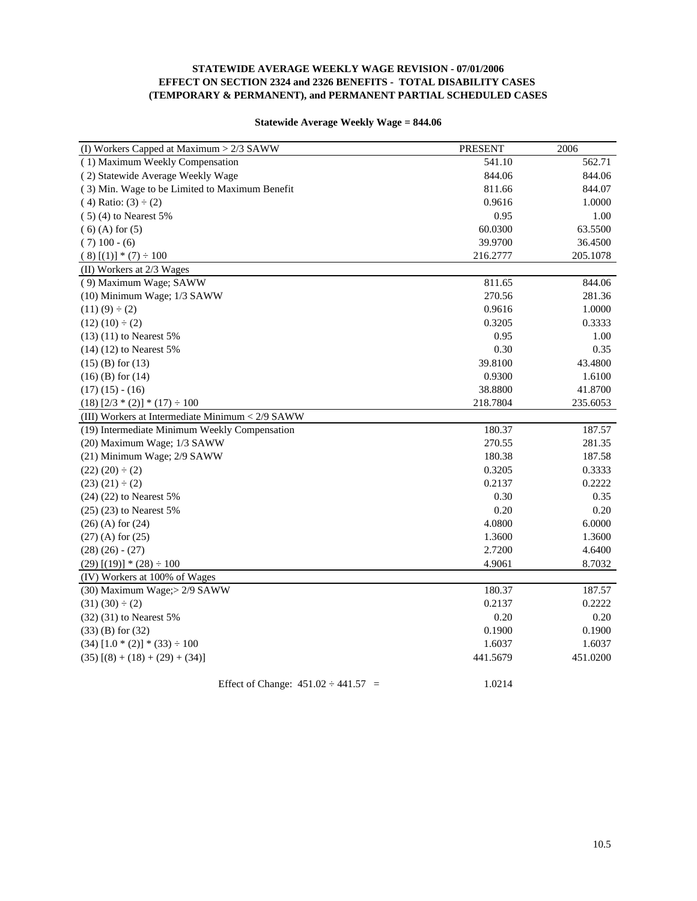**STATEWIDE AVERAGE WEEKLY WAGE REVISION - 07/01/2006**
**EFFECT ON SECTION 2324 and 2326 BENEFITS - TOTAL DISABILITY CASES (TEMPORARY & PERMANENT), and PERMANENT PARTIAL SCHEDULED CASES**

**Statewide Average Weekly Wage = 844.06**

| (I) Workers Capped at Maximum > 2/3 SAWW | PRESENT | 2006 |
|---|---|---|
| ( 1) Maximum Weekly Compensation | 541.10 | 562.71 |
| ( 2) Statewide Average Weekly Wage | 844.06 | 844.06 |
| ( 3) Min. Wage to be Limited to Maximum Benefit | 811.66 | 844.07 |
| ( 4) Ratio: (3) ÷ (2) | 0.9616 | 1.0000 |
| ( 5) (4) to Nearest 5% | 0.95 | 1.00 |
| ( 6) (A) for (5) | 60.0300 | 63.5500 |
| ( 7) 100 - (6) | 39.9700 | 36.4500 |
| ( 8) [(1)] * (7) ÷ 100 | 216.2777 | 205.1078 |
| (II) Workers at 2/3 Wages | | |
| ( 9) Maximum Wage; SAWW | 811.65 | 844.06 |
| (10) Minimum Wage; 1/3 SAWW | 270.56 | 281.36 |
| (11) (9) ÷ (2) | 0.9616 | 1.0000 |
| (12) (10) ÷ (2) | 0.3205 | 0.3333 |
| (13) (11) to Nearest 5% | 0.95 | 1.00 |
| (14) (12) to Nearest 5% | 0.30 | 0.35 |
| (15) (B) for (13) | 39.8100 | 43.4800 |
| (16) (B) for (14) | 0.9300 | 1.6100 |
| (17) (15) - (16) | 38.8800 | 41.8700 |
| (18) [2/3 * (2)] * (17) ÷ 100 | 218.7804 | 235.6053 |
| (III) Workers at Intermediate Minimum < 2/9 SAWW | | |
| (19) Intermediate Minimum Weekly Compensation | 180.37 | 187.57 |
| (20) Maximum Wage; 1/3 SAWW | 270.55 | 281.35 |
| (21) Minimum Wage; 2/9 SAWW | 180.38 | 187.58 |
| (22) (20) ÷ (2) | 0.3205 | 0.3333 |
| (23) (21) ÷ (2) | 0.2137 | 0.2222 |
| (24) (22) to Nearest 5% | 0.30 | 0.35 |
| (25) (23) to Nearest 5% | 0.20 | 0.20 |
| (26) (A) for (24) | 4.0800 | 6.0000 |
| (27) (A) for (25) | 1.3600 | 1.3600 |
| (28) (26) - (27) | 2.7200 | 4.6400 |
| (29) [(19)] * (28) ÷ 100 | 4.9061 | 8.7032 |
| (IV) Workers at 100% of Wages | | |
| (30) Maximum Wage;> 2/9 SAWW | 180.37 | 187.57 |
| (31) (30) ÷ (2) | 0.2137 | 0.2222 |
| (32) (31) to Nearest 5% | 0.20 | 0.20 |
| (33) (B) for (32) | 0.1900 | 0.1900 |
| (34) [1.0 * (2)] * (33) ÷ 100 | 1.6037 | 1.6037 |
| (35) [(8) + (18) + (29) + (34)] | 441.5679 | 451.0200 |

Effect of Change: 451.02 ÷ 441.57 = 1.0214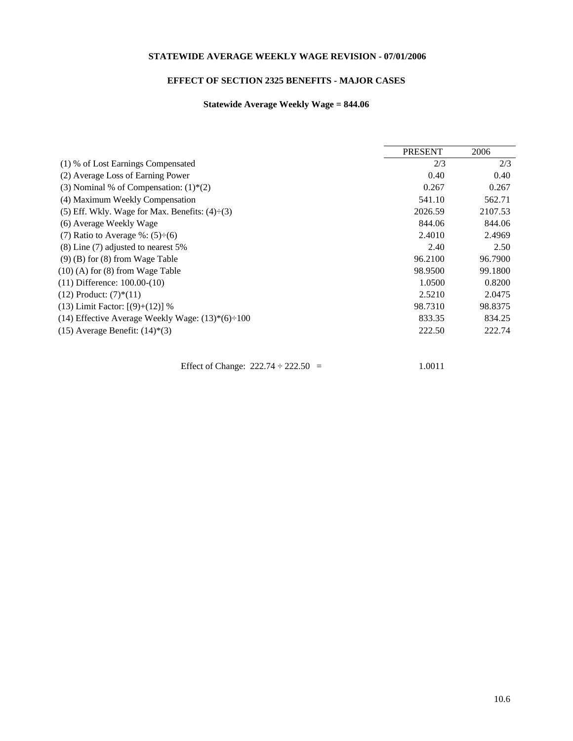**STATEWIDE AVERAGE WEEKLY WAGE REVISION - 07/01/2006**

**EFFECT OF SECTION 2325 BENEFITS - MAJOR CASES**

**Statewide Average Weekly Wage = 844.06**

| | PRESENT | 2006 |
|---|---|---|
| (1) % of Lost Earnings Compensated | 2/3 | 2/3 |
| (2) Average Loss of Earning Power | 0.40 | 0.40 |
| (3) Nominal % of Compensation: (1)*(2) | 0.267 | 0.267 |
| (4) Maximum Weekly Compensation | 541.10 | 562.71 |
| (5) Eff. Wkly. Wage for Max. Benefits: (4)÷(3) | 2026.59 | 2107.53 |
| (6) Average Weekly Wage | 844.06 | 844.06 |
| (7) Ratio to Average %: (5)÷(6) | 2.4010 | 2.4969 |
| (8) Line (7) adjusted to nearest 5% | 2.40 | 2.50 |
| (9) (B) for (8) from Wage Table | 96.2100 | 96.7900 |
| (10) (A) for (8) from Wage Table | 98.9500 | 99.1800 |
| (11) Difference: 100.00-(10) | 1.0500 | 0.8200 |
| (12) Product: (7)*(11) | 2.5210 | 2.0475 |
| (13) Limit Factor: [(9)+(12)] % | 98.7310 | 98.8375 |
| (14) Effective Average Weekly Wage: (13)*(6)÷100 | 833.35 | 834.25 |
| (15) Average Benefit: (14)*(3) | 222.50 | 222.74 |

Effect of Change: 222.74 ÷ 222.50 = 1.0011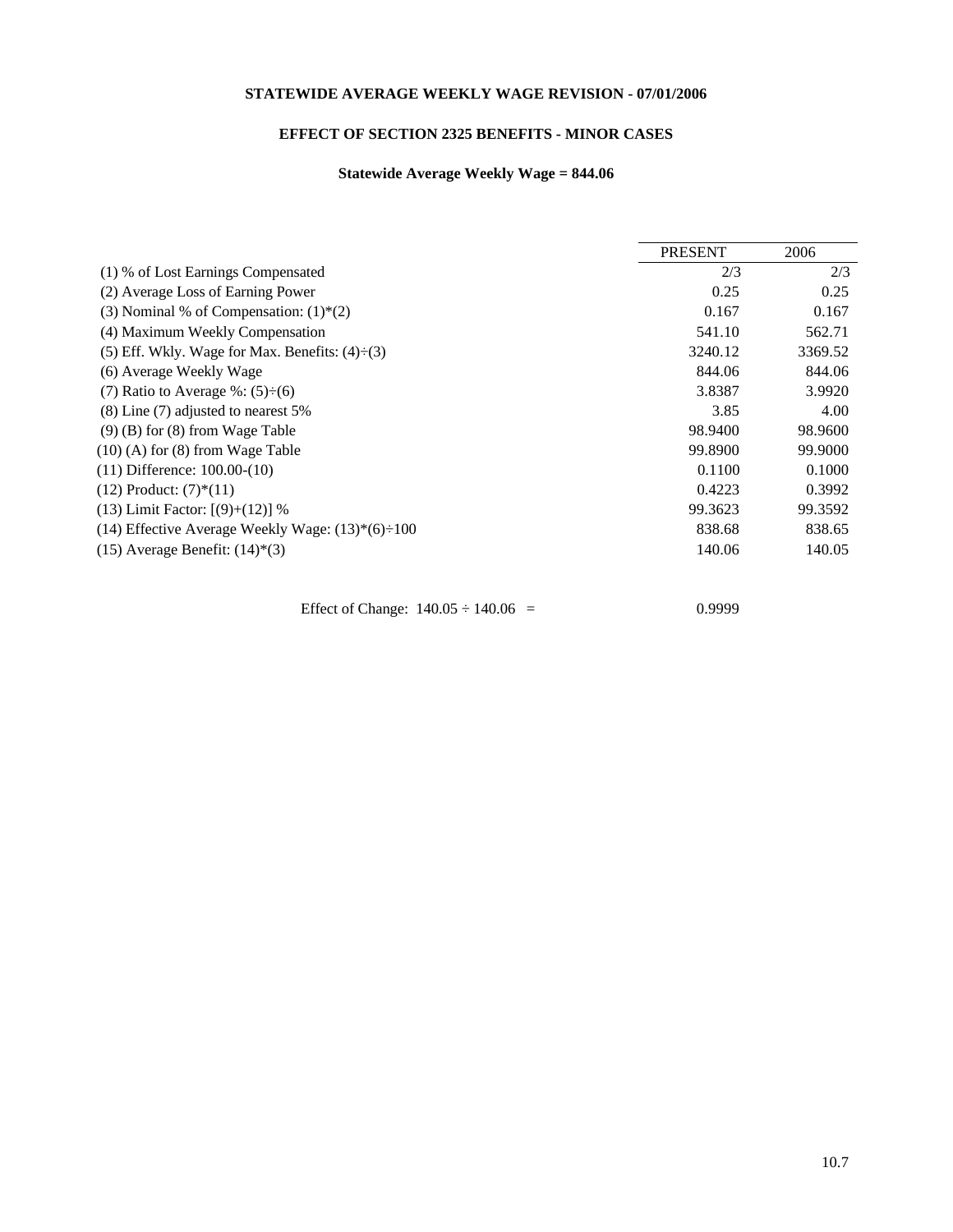**STATEWIDE AVERAGE WEEKLY WAGE REVISION - 07/01/2006**

**EFFECT OF SECTION 2325 BENEFITS - MINOR CASES**

**Statewide Average Weekly Wage = 844.06**

| | PRESENT | 2006 |
|---|---|---|
| (1) % of Lost Earnings Compensated | 2/3 | 2/3 |
| (2) Average Loss of Earning Power | 0.25 | 0.25 |
| (3) Nominal % of Compensation: (1)*(2) | 0.167 | 0.167 |
| (4) Maximum Weekly Compensation | 541.10 | 562.71 |
| (5) Eff. Wkly. Wage for Max. Benefits: (4)÷(3) | 3240.12 | 3369.52 |
| (6) Average Weekly Wage | 844.06 | 844.06 |
| (7) Ratio to Average %: (5)÷(6) | 3.8387 | 3.9920 |
| (8) Line (7) adjusted to nearest 5% | 3.85 | 4.00 |
| (9) (B) for (8) from Wage Table | 98.9400 | 98.9600 |
| (10) (A) for (8) from Wage Table | 99.8900 | 99.9000 |
| (11) Difference: 100.00-(10) | 0.1100 | 0.1000 |
| (12) Product: (7)*(11) | 0.4223 | 0.3992 |
| (13) Limit Factor: [(9)+(12)] % | 99.3623 | 99.3592 |
| (14) Effective Average Weekly Wage: (13)*(6)÷100 | 838.68 | 838.65 |
| (15) Average Benefit: (14)*(3) | 140.06 | 140.05 |

Effect of Change: 140.05 ÷ 140.06 = 0.9999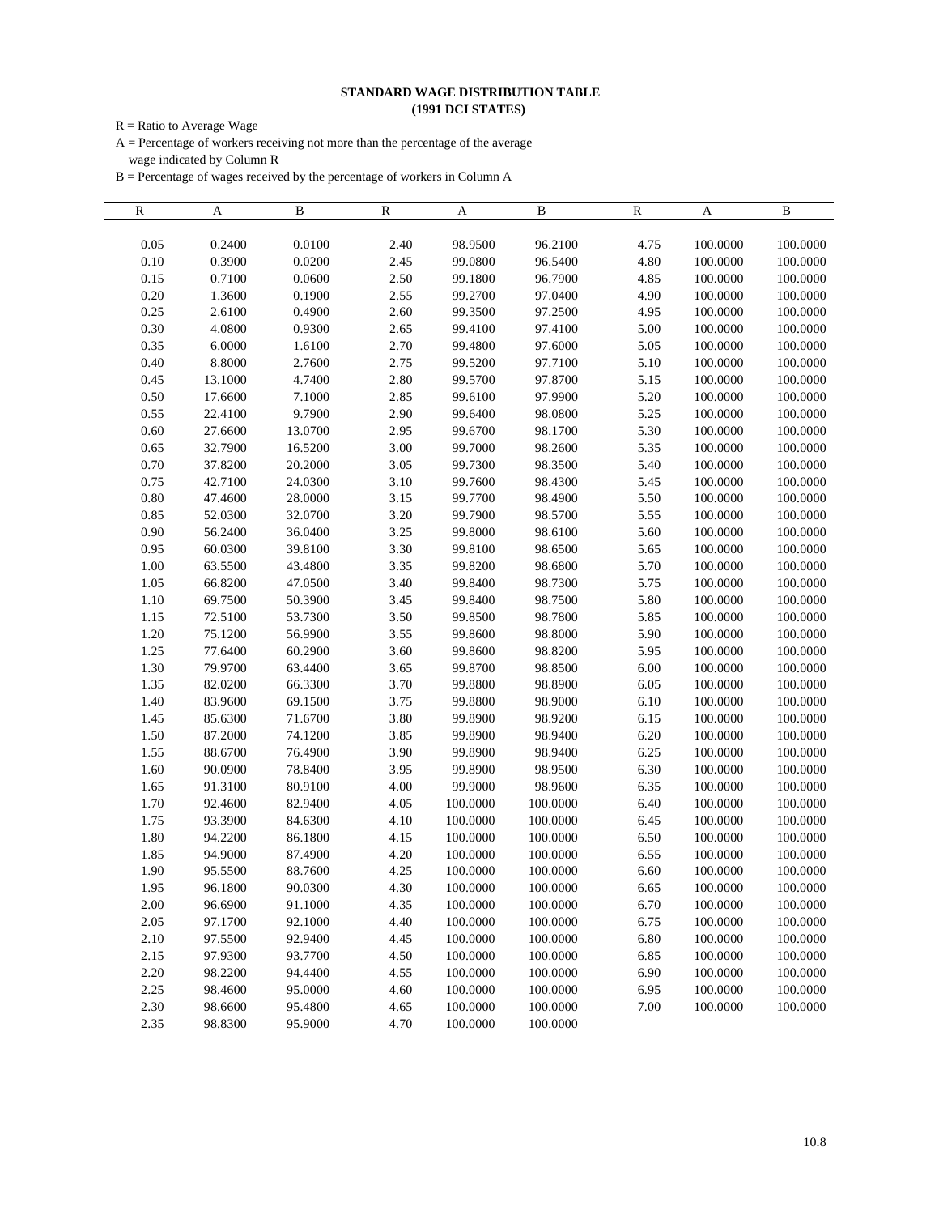**STANDARD WAGE DISTRIBUTION TABLE**
**(1991 DCI STATES)**

R = Ratio to Average Wage

A = Percentage of workers receiving not more than the percentage of the average wage indicated by Column R

B = Percentage of wages received by the percentage of workers in Column A

| R | A | B | R | A | B | R | A | B |
|---|---|---|---|---|---|---|---|---|
| 0.05 | 0.2400 | 0.0100 | 2.40 | 98.9500 | 96.2100 | 4.75 | 100.0000 | 100.0000 |
| 0.10 | 0.3900 | 0.0200 | 2.45 | 99.0800 | 96.5400 | 4.80 | 100.0000 | 100.0000 |
| 0.15 | 0.7100 | 0.0600 | 2.50 | 99.1800 | 96.7900 | 4.85 | 100.0000 | 100.0000 |
| 0.20 | 1.3600 | 0.1900 | 2.55 | 99.2700 | 97.0400 | 4.90 | 100.0000 | 100.0000 |
| 0.25 | 2.6100 | 0.4900 | 2.60 | 99.3500 | 97.2500 | 4.95 | 100.0000 | 100.0000 |
| 0.30 | 4.0800 | 0.9300 | 2.65 | 99.4100 | 97.4100 | 5.00 | 100.0000 | 100.0000 |
| 0.35 | 6.0000 | 1.6100 | 2.70 | 99.4800 | 97.6000 | 5.05 | 100.0000 | 100.0000 |
| 0.40 | 8.8000 | 2.7600 | 2.75 | 99.5200 | 97.7100 | 5.10 | 100.0000 | 100.0000 |
| 0.45 | 13.1000 | 4.7400 | 2.80 | 99.5700 | 97.8700 | 5.15 | 100.0000 | 100.0000 |
| 0.50 | 17.6600 | 7.1000 | 2.85 | 99.6100 | 97.9900 | 5.20 | 100.0000 | 100.0000 |
| 0.55 | 22.4100 | 9.7900 | 2.90 | 99.6400 | 98.0800 | 5.25 | 100.0000 | 100.0000 |
| 0.60 | 27.6600 | 13.0700 | 2.95 | 99.6700 | 98.1700 | 5.30 | 100.0000 | 100.0000 |
| 0.65 | 32.7900 | 16.5200 | 3.00 | 99.7000 | 98.2600 | 5.35 | 100.0000 | 100.0000 |
| 0.70 | 37.8200 | 20.2000 | 3.05 | 99.7300 | 98.3500 | 5.40 | 100.0000 | 100.0000 |
| 0.75 | 42.7100 | 24.0300 | 3.10 | 99.7600 | 98.4300 | 5.45 | 100.0000 | 100.0000 |
| 0.80 | 47.4600 | 28.0000 | 3.15 | 99.7700 | 98.4900 | 5.50 | 100.0000 | 100.0000 |
| 0.85 | 52.0300 | 32.0700 | 3.20 | 99.7900 | 98.5700 | 5.55 | 100.0000 | 100.0000 |
| 0.90 | 56.2400 | 36.0400 | 3.25 | 99.8000 | 98.6100 | 5.60 | 100.0000 | 100.0000 |
| 0.95 | 60.0300 | 39.8100 | 3.30 | 99.8100 | 98.6500 | 5.65 | 100.0000 | 100.0000 |
| 1.00 | 63.5500 | 43.4800 | 3.35 | 99.8200 | 98.6800 | 5.70 | 100.0000 | 100.0000 |
| 1.05 | 66.8200 | 47.0500 | 3.40 | 99.8400 | 98.7300 | 5.75 | 100.0000 | 100.0000 |
| 1.10 | 69.7500 | 50.3900 | 3.45 | 99.8400 | 98.7500 | 5.80 | 100.0000 | 100.0000 |
| 1.15 | 72.5100 | 53.7300 | 3.50 | 99.8500 | 98.7800 | 5.85 | 100.0000 | 100.0000 |
| 1.20 | 75.1200 | 56.9900 | 3.55 | 99.8600 | 98.8000 | 5.90 | 100.0000 | 100.0000 |
| 1.25 | 77.6400 | 60.2900 | 3.60 | 99.8600 | 98.8200 | 5.95 | 100.0000 | 100.0000 |
| 1.30 | 79.9700 | 63.4400 | 3.65 | 99.8700 | 98.8500 | 6.00 | 100.0000 | 100.0000 |
| 1.35 | 82.0200 | 66.3300 | 3.70 | 99.8800 | 98.8900 | 6.05 | 100.0000 | 100.0000 |
| 1.40 | 83.9600 | 69.1500 | 3.75 | 99.8800 | 98.9000 | 6.10 | 100.0000 | 100.0000 |
| 1.45 | 85.6300 | 71.6700 | 3.80 | 99.8900 | 98.9200 | 6.15 | 100.0000 | 100.0000 |
| 1.50 | 87.2000 | 74.1200 | 3.85 | 99.8900 | 98.9400 | 6.20 | 100.0000 | 100.0000 |
| 1.55 | 88.6700 | 76.4900 | 3.90 | 99.8900 | 98.9400 | 6.25 | 100.0000 | 100.0000 |
| 1.60 | 90.0900 | 78.8400 | 3.95 | 99.8900 | 98.9500 | 6.30 | 100.0000 | 100.0000 |
| 1.65 | 91.3100 | 80.9100 | 4.00 | 99.9000 | 98.9600 | 6.35 | 100.0000 | 100.0000 |
| 1.70 | 92.4600 | 82.9400 | 4.05 | 100.0000 | 100.0000 | 6.40 | 100.0000 | 100.0000 |
| 1.75 | 93.3900 | 84.6300 | 4.10 | 100.0000 | 100.0000 | 6.45 | 100.0000 | 100.0000 |
| 1.80 | 94.2200 | 86.1800 | 4.15 | 100.0000 | 100.0000 | 6.50 | 100.0000 | 100.0000 |
| 1.85 | 94.9000 | 87.4900 | 4.20 | 100.0000 | 100.0000 | 6.55 | 100.0000 | 100.0000 |
| 1.90 | 95.5500 | 88.7600 | 4.25 | 100.0000 | 100.0000 | 6.60 | 100.0000 | 100.0000 |
| 1.95 | 96.1800 | 90.0300 | 4.30 | 100.0000 | 100.0000 | 6.65 | 100.0000 | 100.0000 |
| 2.00 | 96.6900 | 91.1000 | 4.35 | 100.0000 | 100.0000 | 6.70 | 100.0000 | 100.0000 |
| 2.05 | 97.1700 | 92.1000 | 4.40 | 100.0000 | 100.0000 | 6.75 | 100.0000 | 100.0000 |
| 2.10 | 97.5500 | 92.9400 | 4.45 | 100.0000 | 100.0000 | 6.80 | 100.0000 | 100.0000 |
| 2.15 | 97.9300 | 93.7700 | 4.50 | 100.0000 | 100.0000 | 6.85 | 100.0000 | 100.0000 |
| 2.20 | 98.2200 | 94.4400 | 4.55 | 100.0000 | 100.0000 | 6.90 | 100.0000 | 100.0000 |
| 2.25 | 98.4600 | 95.0000 | 4.60 | 100.0000 | 100.0000 | 6.95 | 100.0000 | 100.0000 |
| 2.30 | 98.6600 | 95.4800 | 4.65 | 100.0000 | 100.0000 | 7.00 | 100.0000 | 100.0000 |
| 2.35 | 98.8300 | 95.9000 | 4.70 | 100.0000 | 100.0000 | | | |